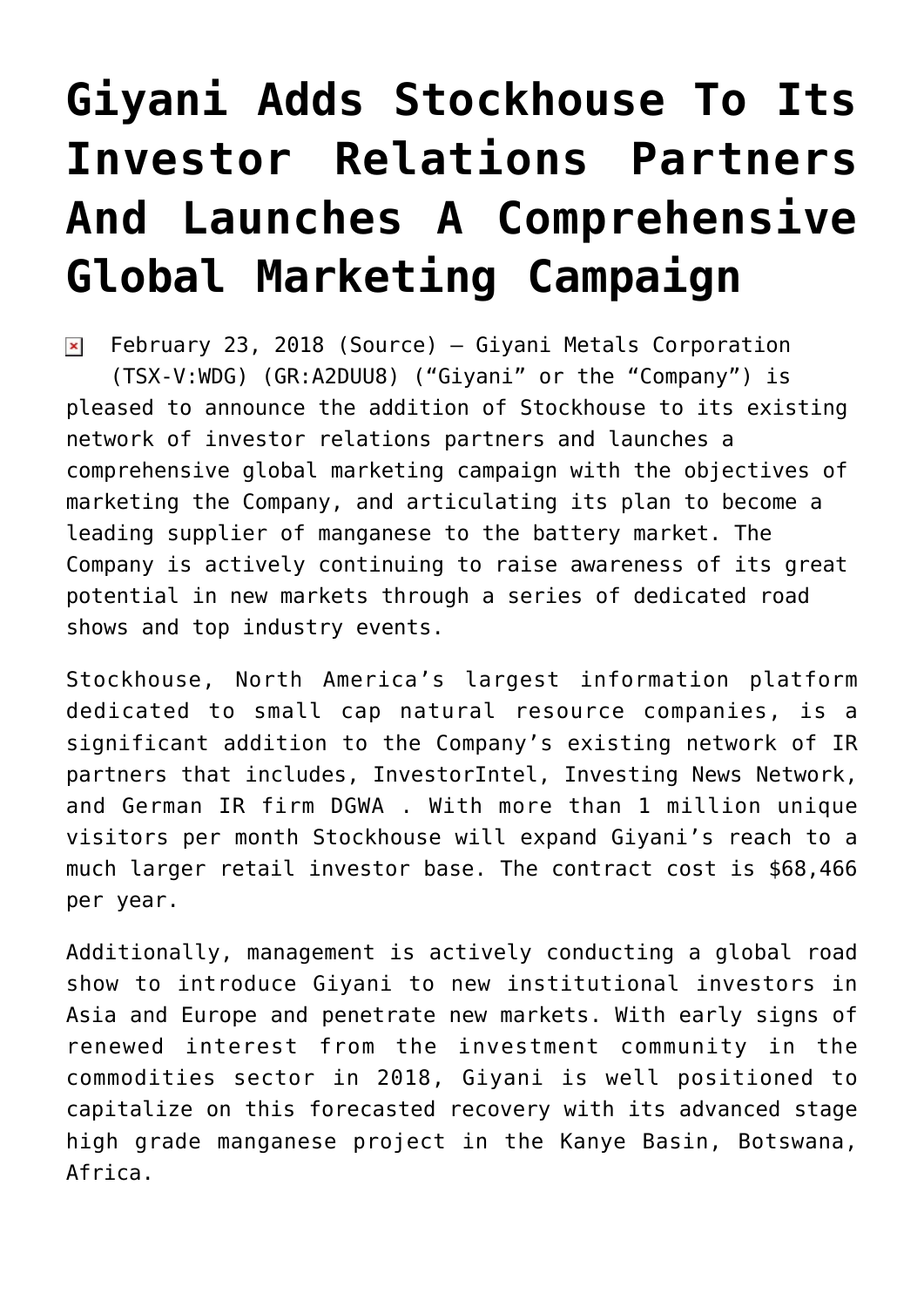# Giyani Adds Stockhouse To Its Investor Relations Partners And Launches A Comprehensive Global Marketing Campaign

February 23, 2018 (Source) — Giyani Metals Corporation (TSX-V:WDG) (GR:A2DUU8) ("Giyani" or the "Company") is pleased to announce the addition of Stockhouse to its existing network of investor relations partners and launches a comprehensive global marketing campaign with the objectives of marketing the Company, and articulating its plan to become a leading supplier of manganese to the battery market. The Company is actively continuing to raise awareness of its great potential in new markets through a series of dedicated road shows and top industry events.

Stockhouse, North America's largest information platform dedicated to small cap natural resource companies, is a significant addition to the Company's existing network of IR partners that includes, InvestorIntel, Investing News Network, and German IR firm DGWA . With more than 1 million unique visitors per month Stockhouse will expand Giyani's reach to a much larger retail investor base. The contract cost is $68,466 per year.

Additionally, management is actively conducting a global road show to introduce Giyani to new institutional investors in Asia and Europe and penetrate new markets. With early signs of renewed interest from the investment community in the commodities sector in 2018, Giyani is well positioned to capitalize on this forecasted recovery with its advanced stage high grade manganese project in the Kanye Basin, Botswana, Africa.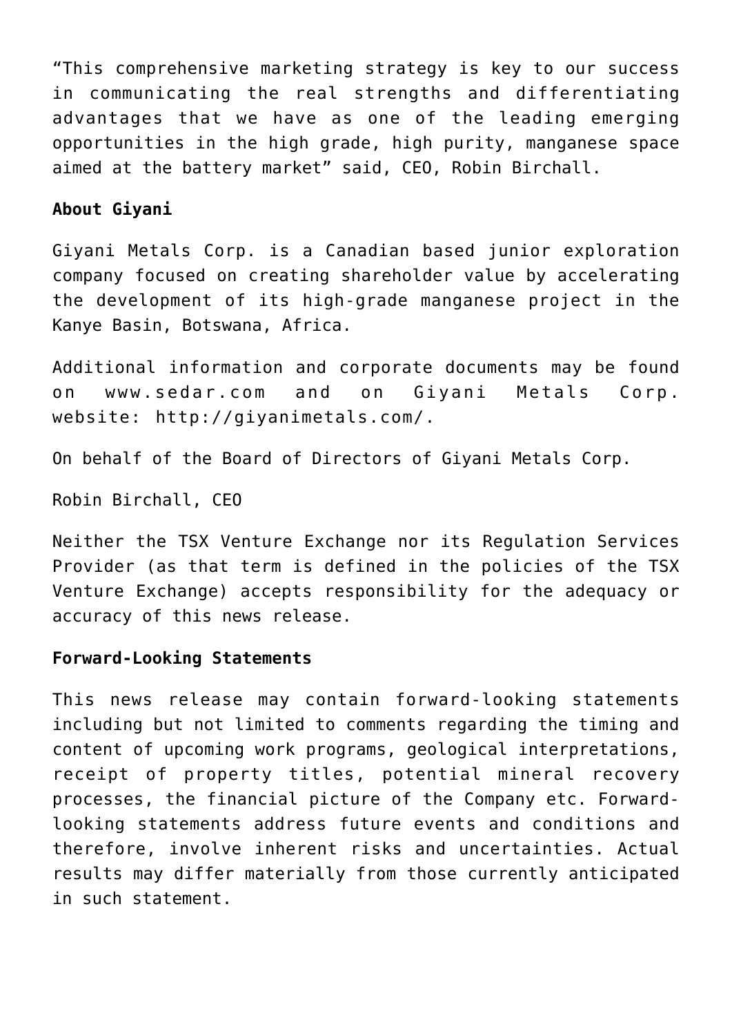"This comprehensive marketing strategy is key to our success in communicating the real strengths and differentiating advantages that we have as one of the leading emerging opportunities in the high grade, high purity, manganese space aimed at the battery market" said, CEO, Robin Birchall.

**About Giyani**

Giyani Metals Corp. is a Canadian based junior exploration company focused on creating shareholder value by accelerating the development of its high-grade manganese project in the Kanye Basin, Botswana, Africa.

Additional information and corporate documents may be found on www.sedar.com and on Giyani Metals Corp. website: http://giyanimetals.com/.

On behalf of the Board of Directors of Giyani Metals Corp.

Robin Birchall, CEO

Neither the TSX Venture Exchange nor its Regulation Services Provider (as that term is defined in the policies of the TSX Venture Exchange) accepts responsibility for the adequacy or accuracy of this news release.

**Forward-Looking Statements**

This news release may contain forward-looking statements including but not limited to comments regarding the timing and content of upcoming work programs, geological interpretations, receipt of property titles, potential mineral recovery processes, the financial picture of the Company etc. Forward-looking statements address future events and conditions and therefore, involve inherent risks and uncertainties. Actual results may differ materially from those currently anticipated in such statement.